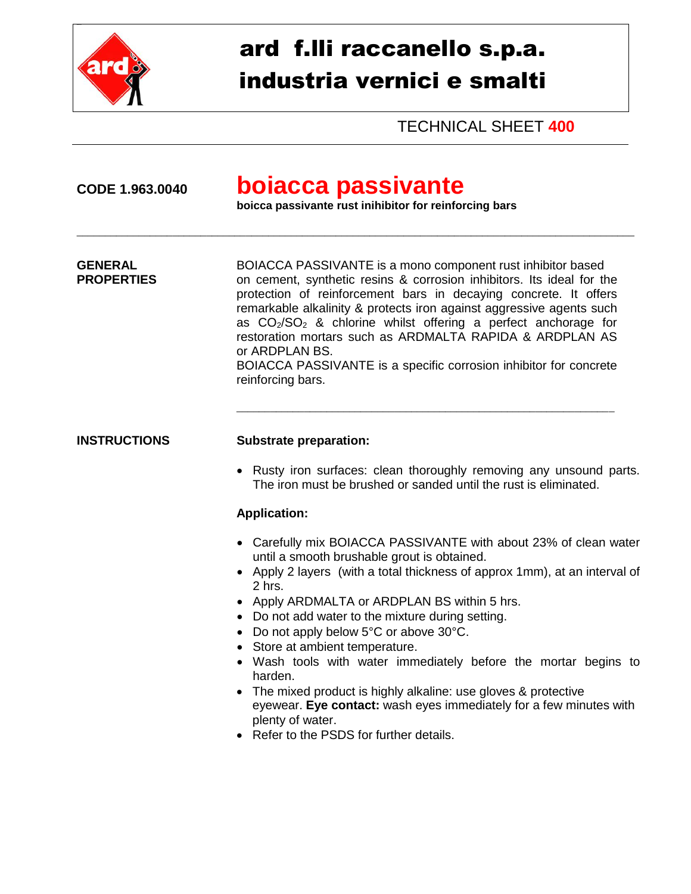# ard f.lli raccanello s.p.a.
# industria vernici e smalti

TECHNICAL SHEET **400**

**CODE 1.963.0040**

## boiacca passivante

**boicca passivante rust inihibitor for reinforcing bars**

---

**GENERAL PROPERTIES**

BOIACCA PASSIVANTE is a mono component rust inhibitor based on cement, synthetic resins & corrosion inhibitors. Its ideal for the protection of reinforcement bars in decaying concrete. It offers remarkable alkalinity & protects iron against aggressive agents such as $CO_2/SO_2$ & chlorine whilst offering a perfect anchorage for restoration mortars such as ARDMALTA RAPIDA & ARDPLAN AS or ARDPLAN BS.

BOIACCA PASSIVANTE is a specific corrosion inhibitor for concrete reinforcing bars.

---

**INSTRUCTIONS**

**Substrate preparation:**

- Rusty iron surfaces: clean thoroughly removing any unsound parts. The iron must be brushed or sanded until the rust is eliminated.

**Application:**

- Carefully mix BOIACCA PASSIVANTE with about 23% of clean water until a smooth brushable grout is obtained.
- Apply 2 layers (with a total thickness of approx 1mm), at an interval of 2 hrs.
- Apply ARDMALTA or ARDPLAN BS within 5 hrs.
- Do not add water to the mixture during setting.
- Do not apply below 5°C or above 30°C.
- Store at ambient temperature.
- Wash tools with water immediately before the mortar begins to harden.
- The mixed product is highly alkaline: use gloves & protective eyewear. **Eye contact:** wash eyes immediately for a few minutes with plenty of water.
- Refer to the PSDS for further details.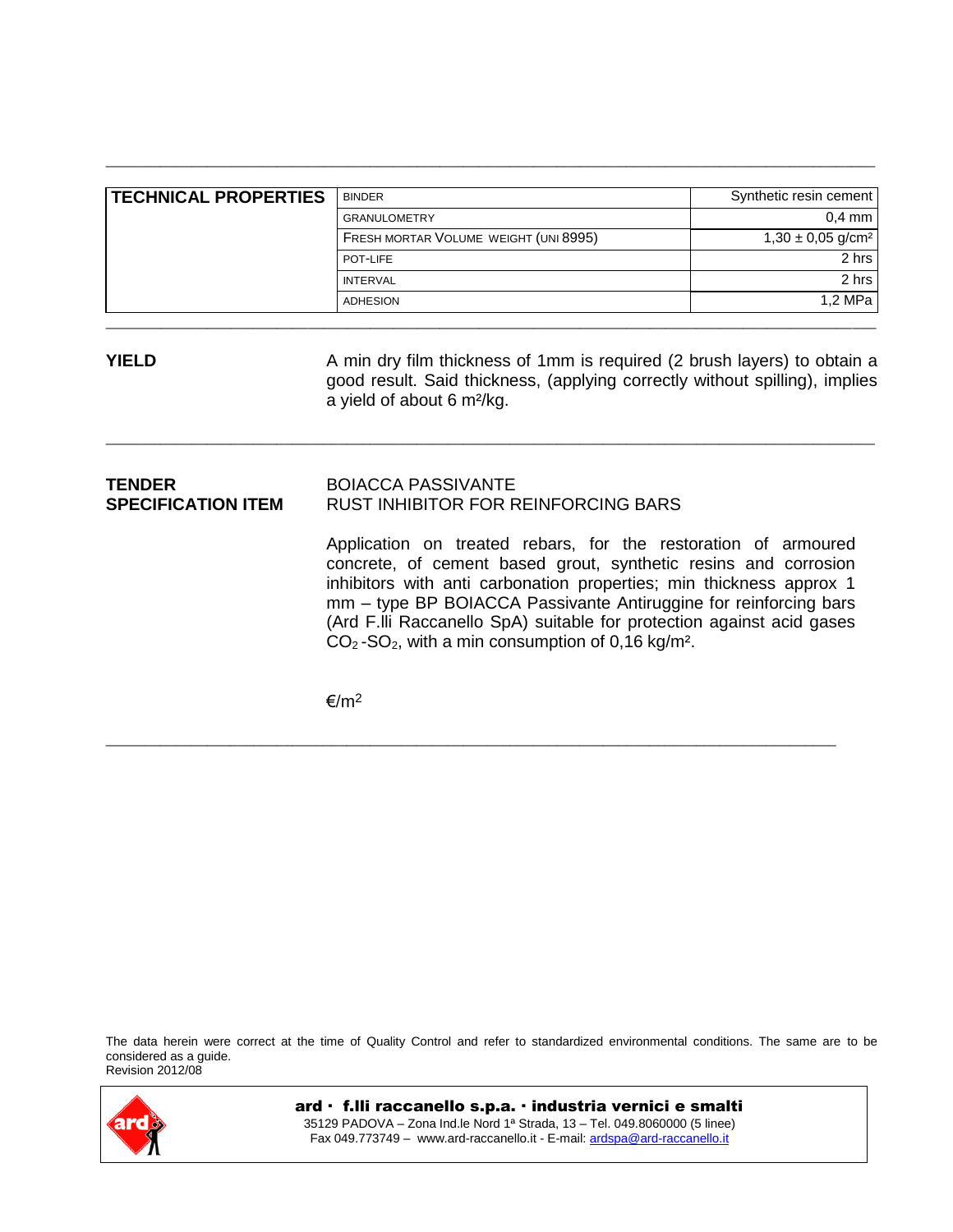| TECHNICAL PROPERTIES | | |
|---|---|---|
| | BINDER | Synthetic resin cement |
| | GRANULOMETRY | 0,4 mm |
| | FRESH MORTAR VOLUME WEIGHT (UNI 8995) | 1,30 ± 0,05 g/cm² |
| | POT-LIFE | 2 hrs |
| | INTERVAL | 2 hrs |
| | ADHESION | 1,2 MPa |

**YIELD**

A min dry film thickness of 1mm is required (2 brush layers) to obtain a good result. Said thickness, (applying correctly without spilling), implies a yield of about 6 m²/kg.

**TENDER SPECIFICATION ITEM**

BOIACCA PASSIVANTE
RUST INHIBITOR FOR REINFORCING BARS

Application on treated rebars, for the restoration of armoured concrete, of cement based grout, synthetic resins and corrosion inhibitors with anti carbonation properties; min thickness approx 1 mm – type BP BOIACCA Passivante Antiruggine for reinforcing bars (Ard F.lli Raccanello SpA) suitable for protection against acid gases $CO_2$-$SO_2$, with a min consumption of 0,16 kg/m².

€/m²

The data herein were correct at the time of Quality Control and refer to standardized environmental conditions. The same are to be considered as a guide.
Revision 2012/08

**ard · f.lli raccanello s.p.a. · industria vernici e smalti**
35129 PADOVA – Zona Ind.le Nord 1ª Strada, 13 – Tel. 049.8060000 (5 linee)
Fax 049.773749 – www.ard-raccanello.it - E-mail: ardspa@ard-raccanello.it